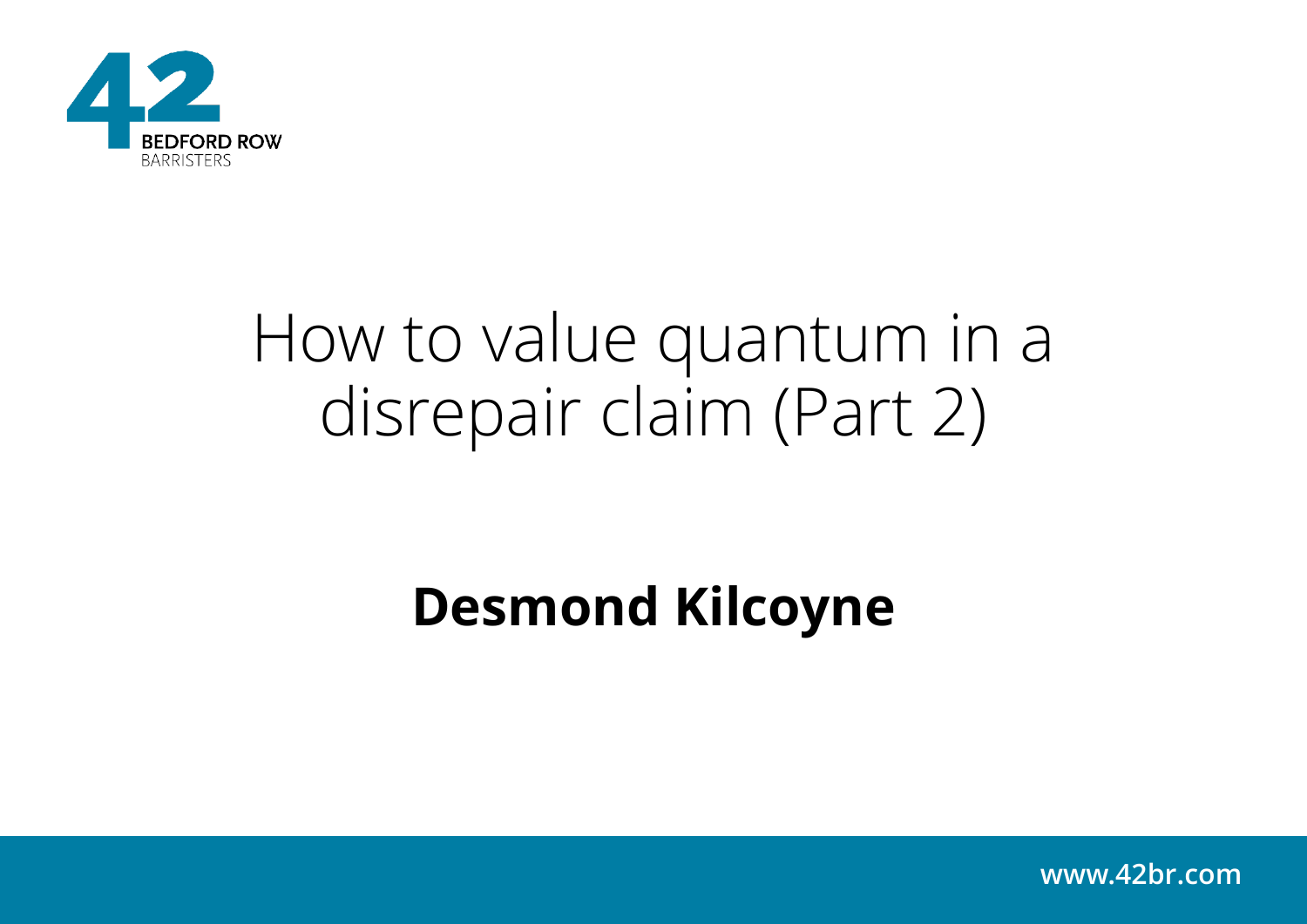42 BEDFORD ROW BARRISTERS

# How to value quantum in a disrepair claim (Part 2)

**Desmond Kilcoyne**

www.42br.com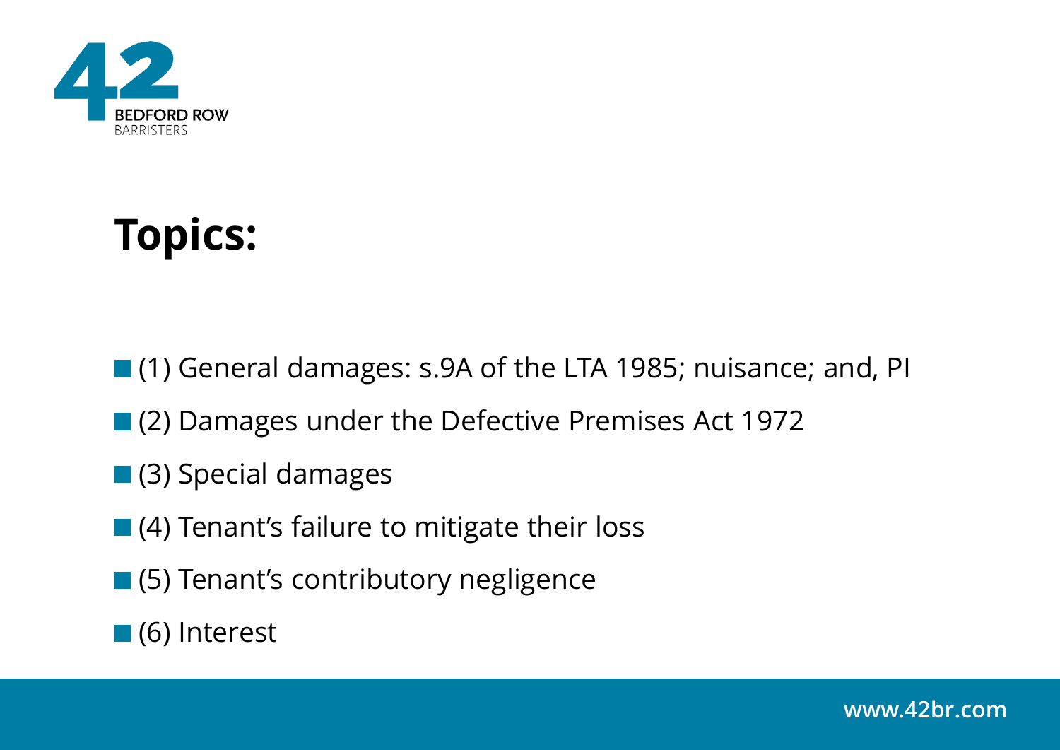# Topics:

- (1) General damages: s.9A of the LTA 1985; nuisance; and, PI
- (2) Damages under the Defective Premises Act 1972
- (3) Special damages
- (4) Tenant's failure to mitigate their loss
- (5) Tenant's contributory negligence
- (6) Interest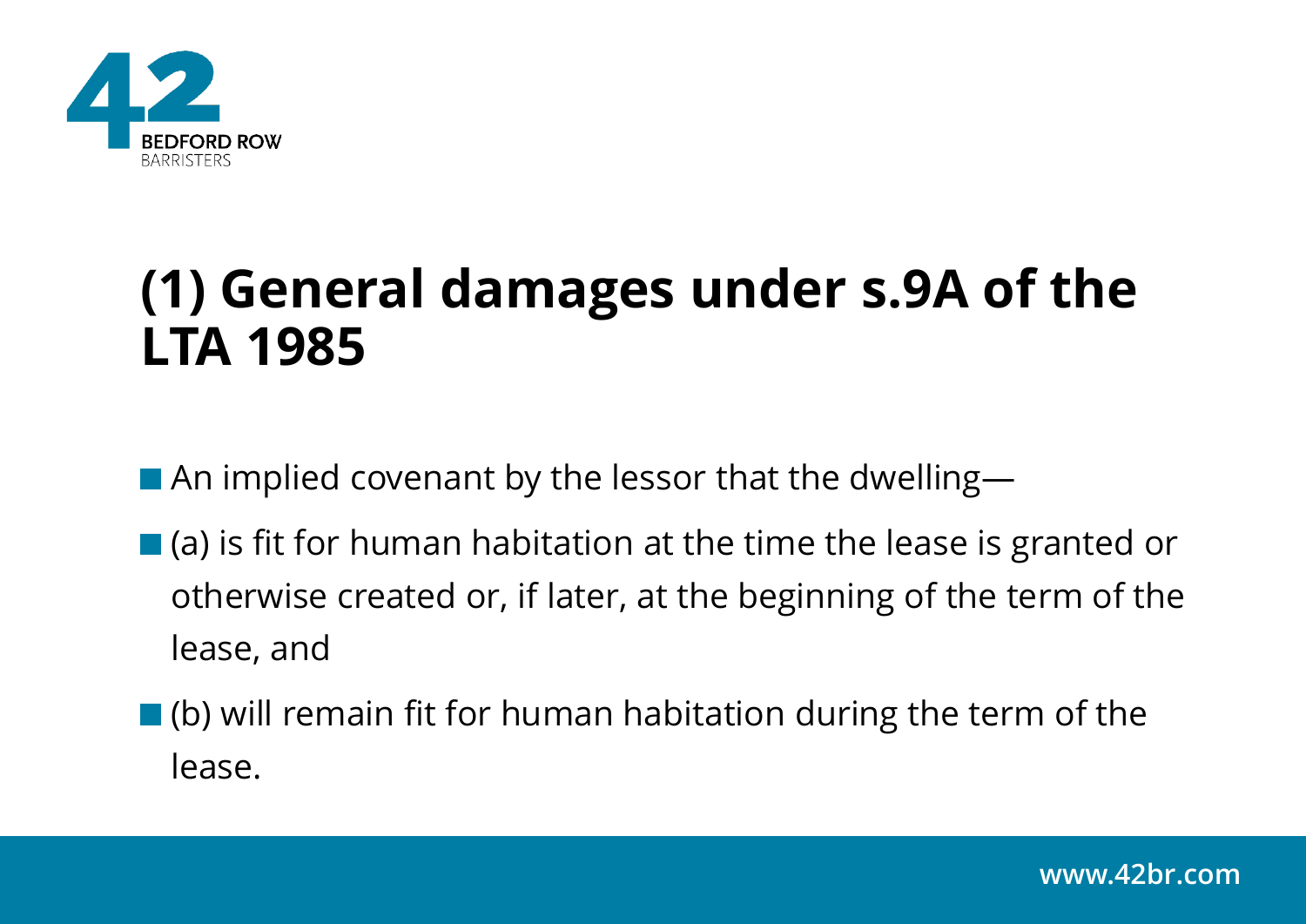# (1) General damages under s.9A of the LTA 1985

- An implied covenant by the lessor that the dwelling—
- (a) is fit for human habitation at the time the lease is granted or otherwise created or, if later, at the beginning of the term of the lease, and
- (b) will remain fit for human habitation during the term of the lease.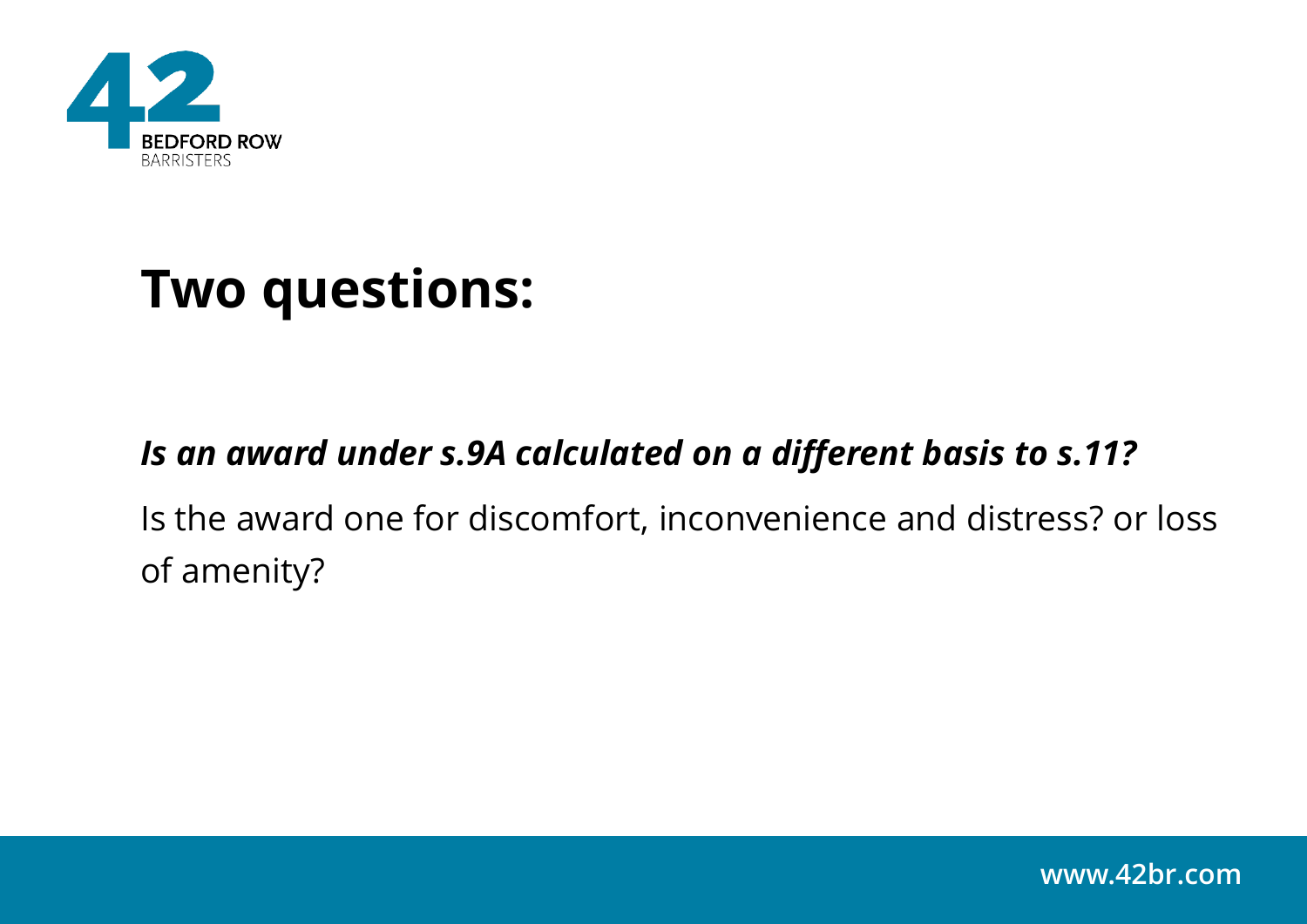# Two questions:

***Is an award under s.9A calculated on a different basis to s.11?***

Is the award one for discomfort, inconvenience and distress? or loss of amenity?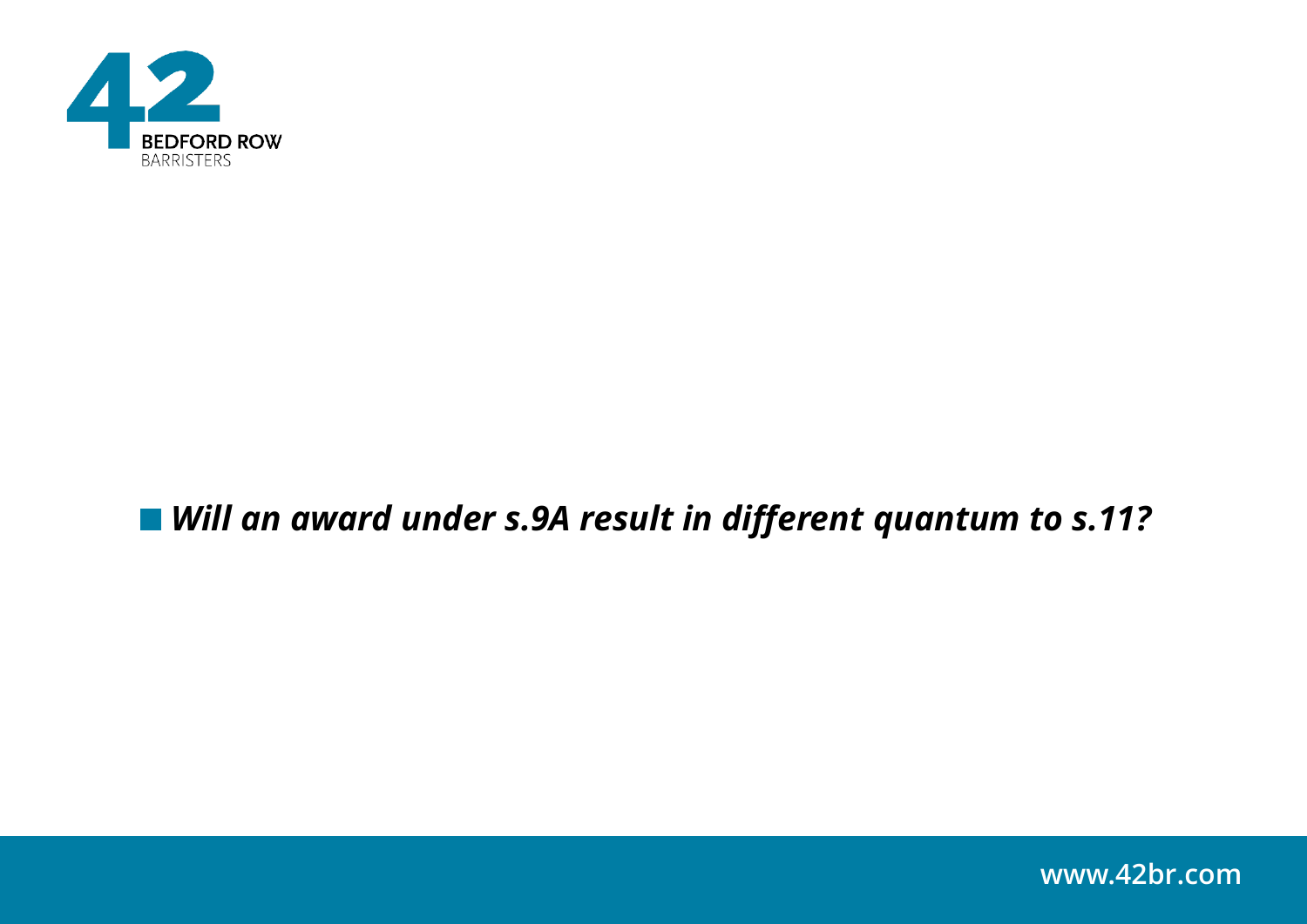- ***Will an award under s.9A result in different quantum to s.11?***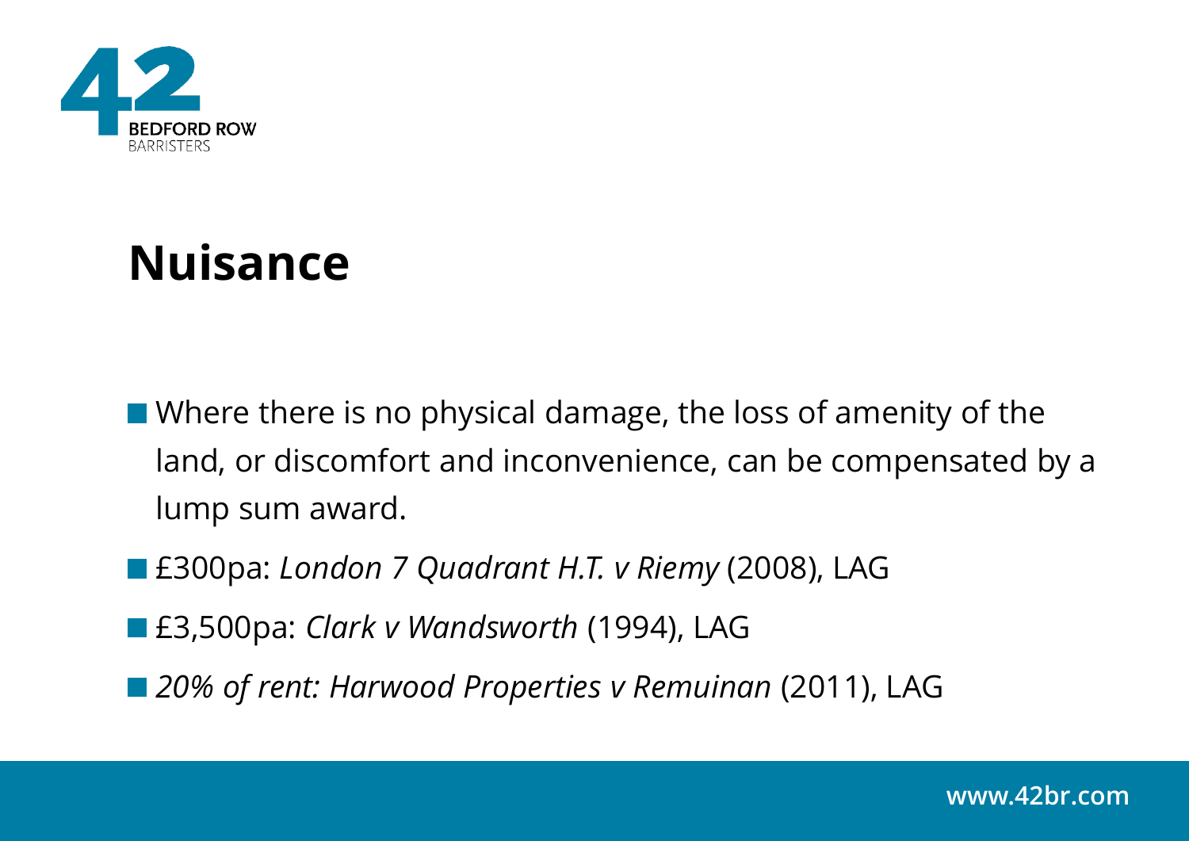# Nuisance

- Where there is no physical damage, the loss of amenity of the land, or discomfort and inconvenience, can be compensated by a lump sum award.
- £300pa: *London 7 Quadrant H.T. v Riemy* (2008), LAG
- £3,500pa: *Clark v Wandsworth* (1994), LAG
- *20% of rent: Harwood Properties v Remuinan* (2011), LAG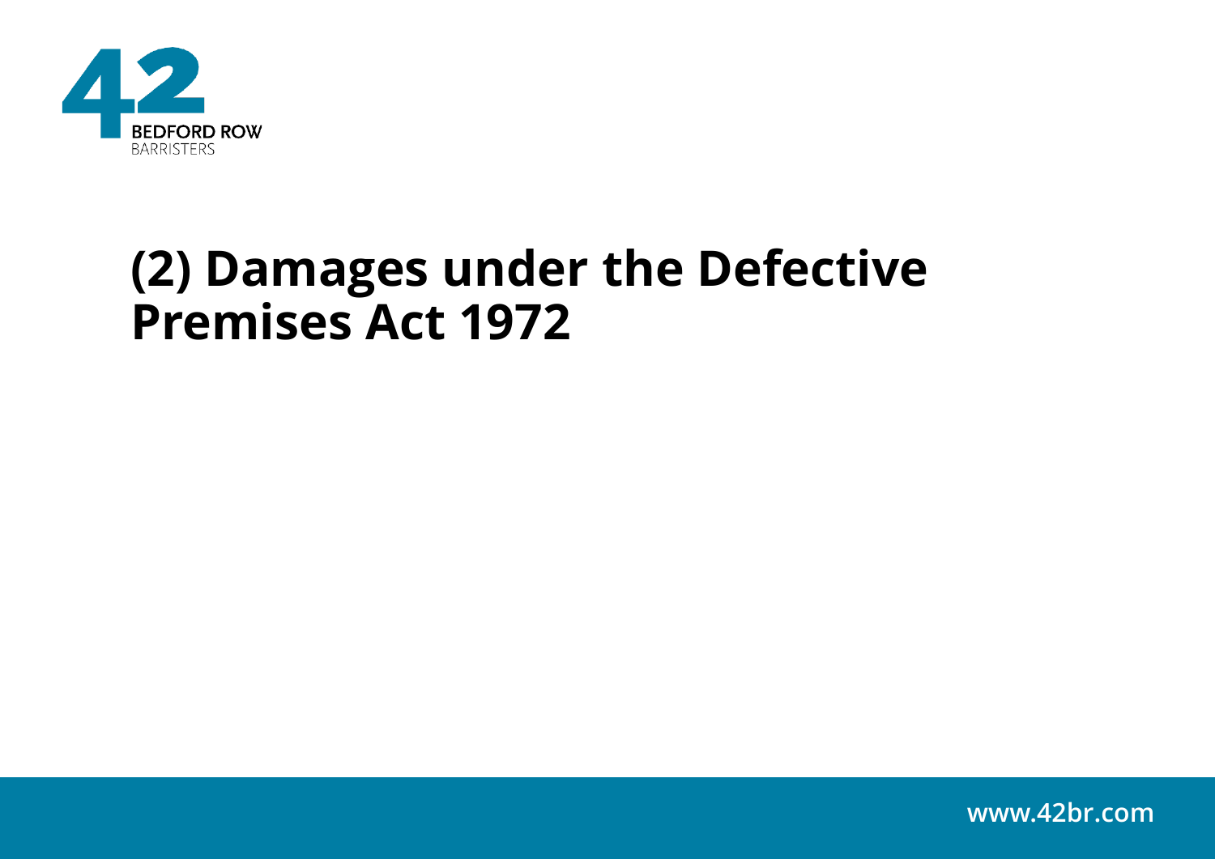# (2) Damages under the Defective Premises Act 1972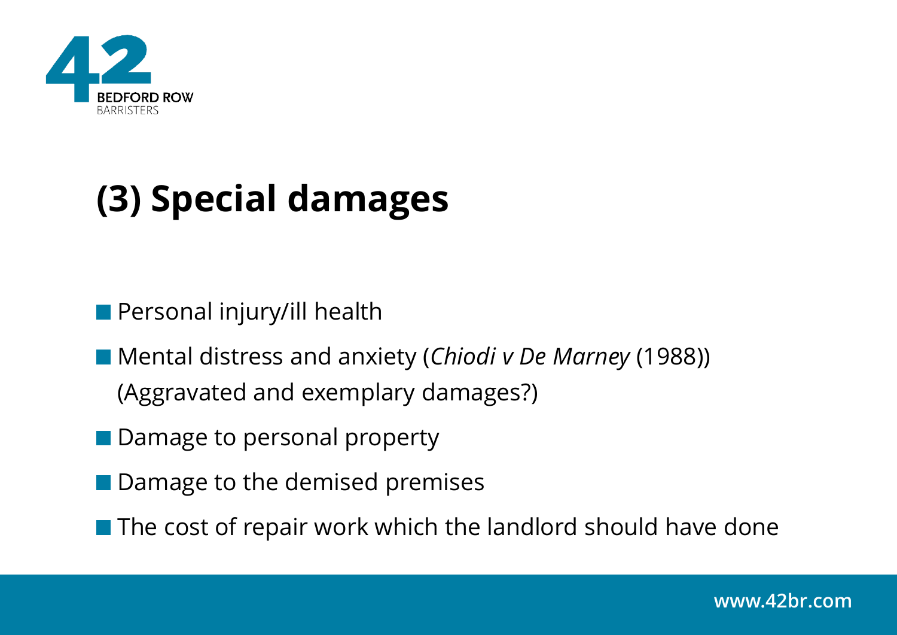# (3) Special damages

- Personal injury/ill health
- Mental distress and anxiety (*Chiodi v De Marney* (1988))
  (Aggravated and exemplary damages?)
- Damage to personal property
- Damage to the demised premises
- The cost of repair work which the landlord should have done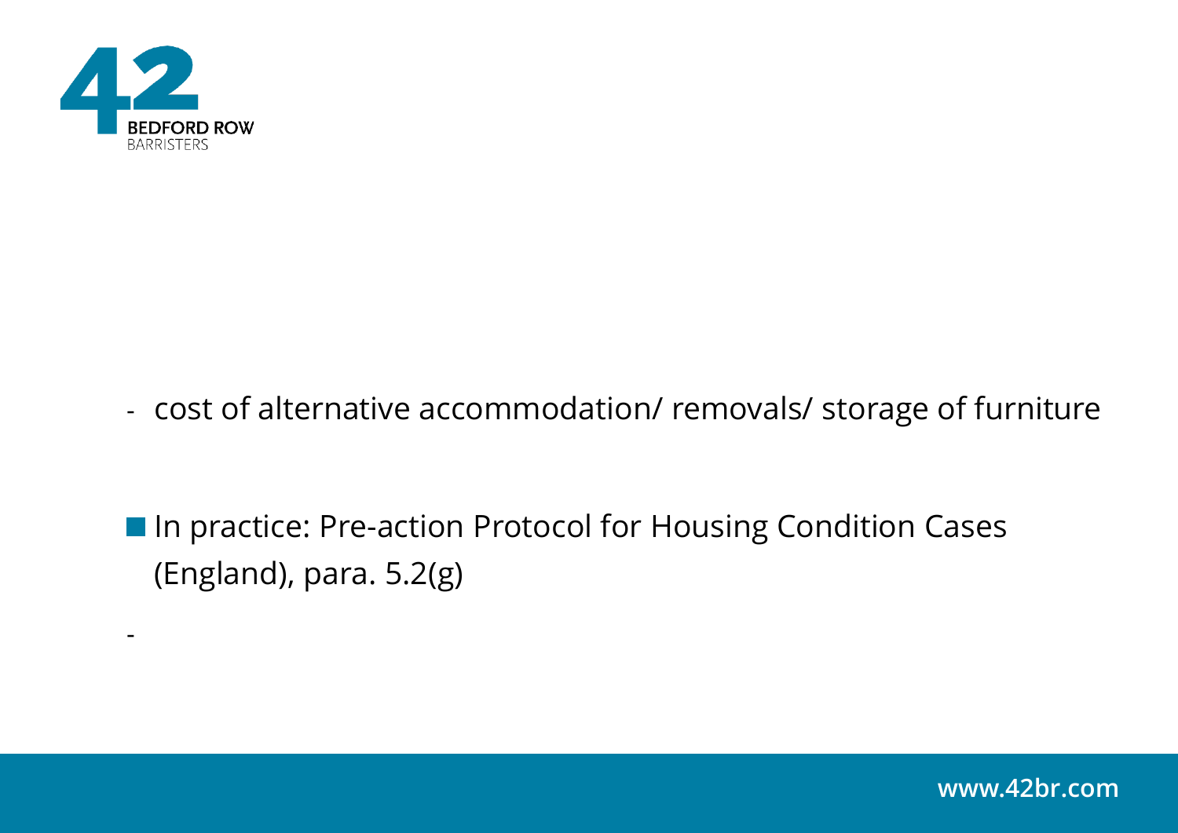- cost of alternative accommodation/ removals/ storage of furniture

- In practice: Pre-action Protocol for Housing Condition Cases (England), para. 5.2(g)

  -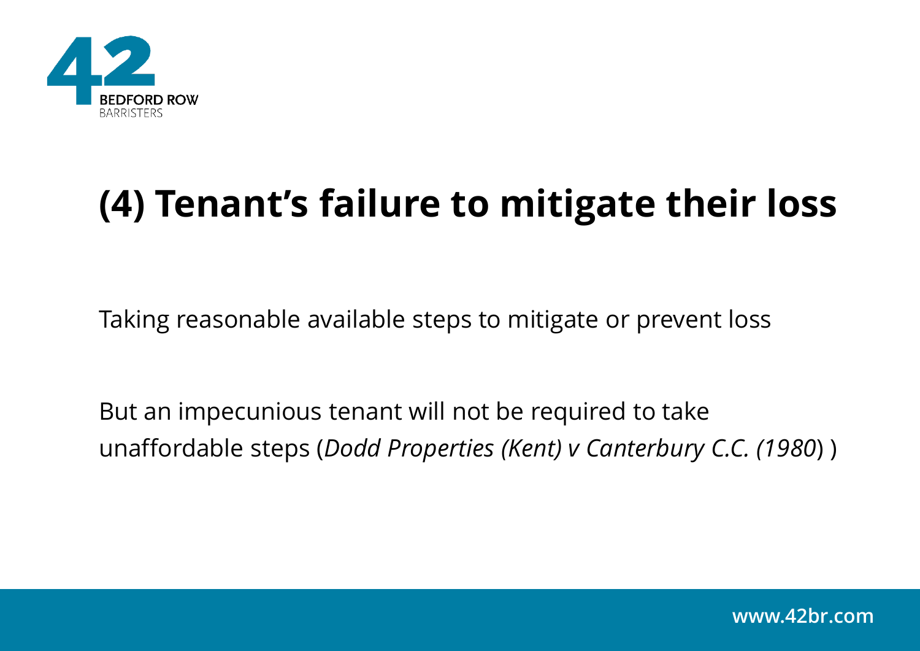# (4) Tenant's failure to mitigate their loss

Taking reasonable available steps to mitigate or prevent loss

But an impecunious tenant will not be required to take unaffordable steps (*Dodd Properties (Kent) v Canterbury C.C. (1980*) )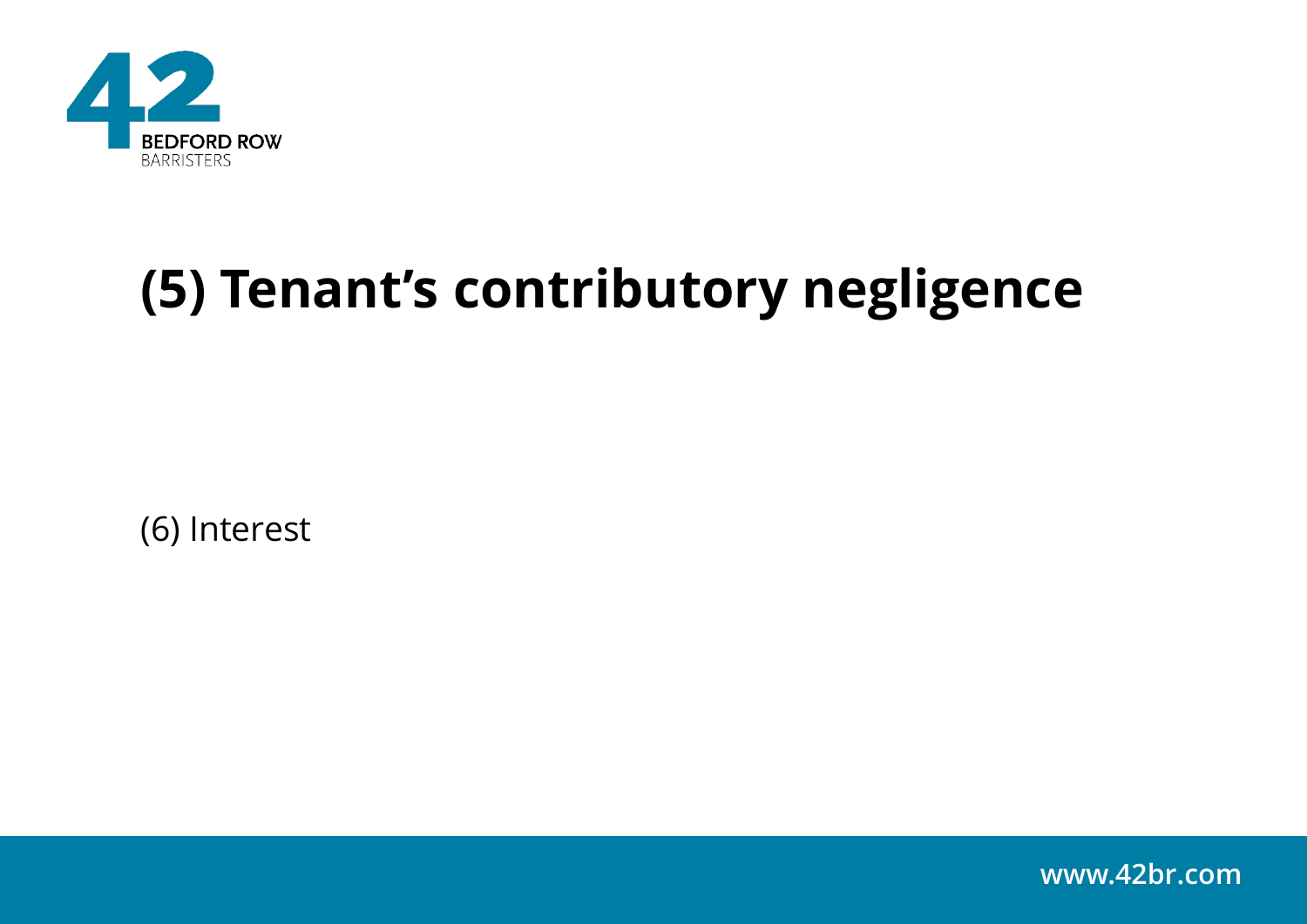# (5) Tenant's contributory negligence

(6) Interest